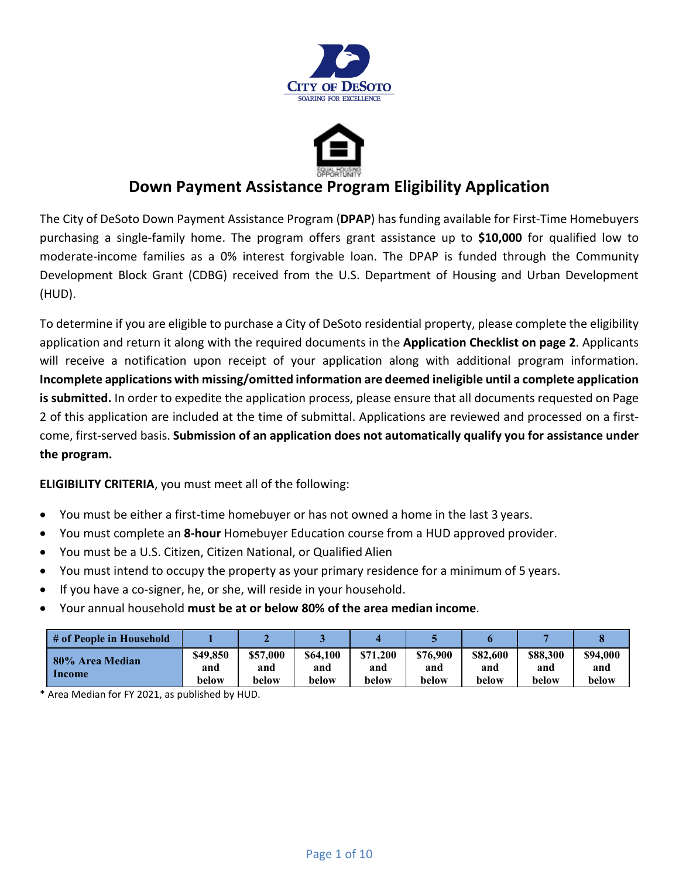CITY OF DESOTO
SOARING FOR EXCELLENCE

EQUAL HOUSING OPPORTUNITY

# Down Payment Assistance Program Eligibility Application

The City of DeSoto Down Payment Assistance Program (**DPAP**) has funding available for First-Time Homebuyers purchasing a single-family home. The program offers grant assistance up to **$10,000** for qualified low to moderate-income families as a 0% interest forgivable loan. The DPAP is funded through the Community Development Block Grant (CDBG) received from the U.S. Department of Housing and Urban Development (HUD).

To determine if you are eligible to purchase a City of DeSoto residential property, please complete the eligibility application and return it along with the required documents in the **Application Checklist on page 2**. Applicants will receive a notification upon receipt of your application along with additional program information. **Incomplete applications with missing/omitted information are deemed ineligible until a complete application is submitted.** In order to expedite the application process, please ensure that all documents requested on Page 2 of this application are included at the time of submittal. Applications are reviewed and processed on a first-come, first-served basis. **Submission of an application does not automatically qualify you for assistance under the program.**

**ELIGIBILITY CRITERIA**, you must meet all of the following:

- You must be either a first-time homebuyer or has not owned a home in the last 3 years.
- You must complete an **8-hour** Homebuyer Education course from a HUD approved provider.
- You must be a U.S. Citizen, Citizen National, or Qualified Alien
- You must intend to occupy the property as your primary residence for a minimum of 5 years.
- If you have a co-signer, he, or she, will reside in your household.
- Your annual household **must be at or below 80% of the area median income**.

| # of People in Household | 1 | 2 | 3 | 4 | 5 | 6 | 7 | 8 |
|---|---|---|---|---|---|---|---|---|
| 80% Area Median Income | $49,850 and below | $57,000 and below | $64,100 and below | $71,200 and below | $76,900 and below | $82,600 and below | $88,300 and below | $94,000 and below |

* Area Median for FY 2021, as published by HUD.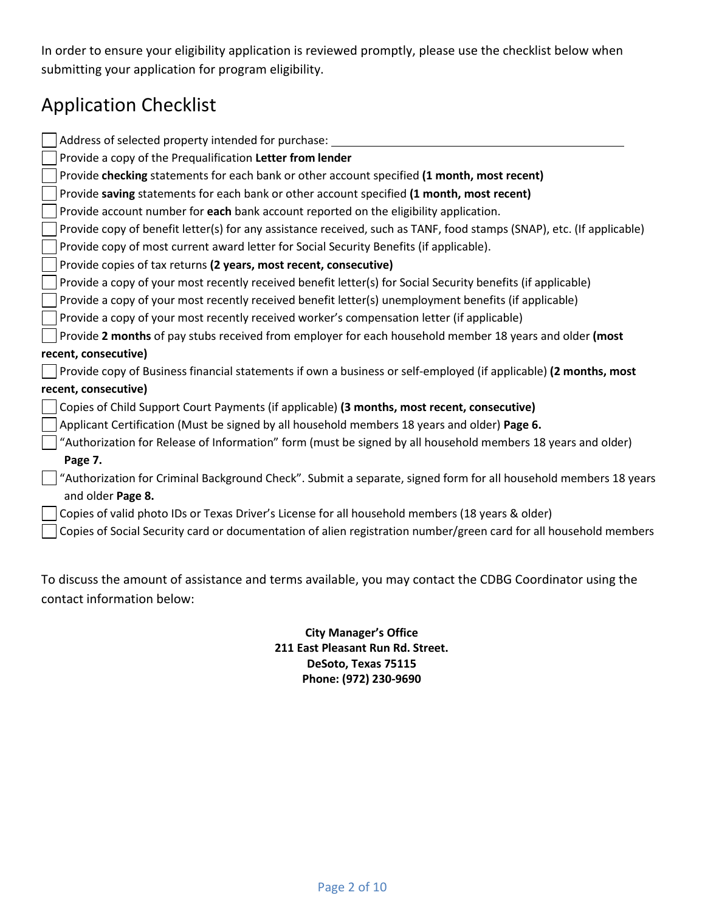In order to ensure your eligibility application is reviewed promptly, please use the checklist below when submitting your application for program eligibility.

## Application Checklist

- [ ] Address of selected property intended for purchase: ______________________________
- [ ] Provide a copy of the Prequalification **Letter from lender**
- [ ] Provide **checking** statements for each bank or other account specified **(1 month, most recent)**
- [ ] Provide **saving** statements for each bank or other account specified **(1 month, most recent)**
- [ ] Provide account number for **each** bank account reported on the eligibility application.
- [ ] Provide copy of benefit letter(s) for any assistance received, such as TANF, food stamps (SNAP), etc. (If applicable)
- [ ] Provide copy of most current award letter for Social Security Benefits (if applicable).
- [ ] Provide copies of tax returns **(2 years, most recent, consecutive)**
- [ ] Provide a copy of your most recently received benefit letter(s) for Social Security benefits (if applicable)
- [ ] Provide a copy of your most recently received benefit letter(s) unemployment benefits (if applicable)
- [ ] Provide a copy of your most recently received worker's compensation letter (if applicable)
- [ ] Provide **2 months** of pay stubs received from employer for each household member 18 years and older **(most recent, consecutive)**
- [ ] Provide copy of Business financial statements if own a business or self-employed (if applicable) **(2 months, most recent, consecutive)**
- [ ] Copies of Child Support Court Payments (if applicable) **(3 months, most recent, consecutive)**
- [ ] Applicant Certification (Must be signed by all household members 18 years and older) **Page 6.**
- [ ] "Authorization for Release of Information" form (must be signed by all household members 18 years and older) **Page 7.**
- [ ] "Authorization for Criminal Background Check". Submit a separate, signed form for all household members 18 years and older **Page 8.**
- [ ] Copies of valid photo IDs or Texas Driver's License for all household members (18 years & older)
- [ ] Copies of Social Security card or documentation of alien registration number/green card for all household members

To discuss the amount of assistance and terms available, you may contact the CDBG Coordinator using the contact information below:

**City Manager's Office**
**211 East Pleasant Run Rd. Street.**
**DeSoto, Texas 75115**
**Phone: (972) 230-9690**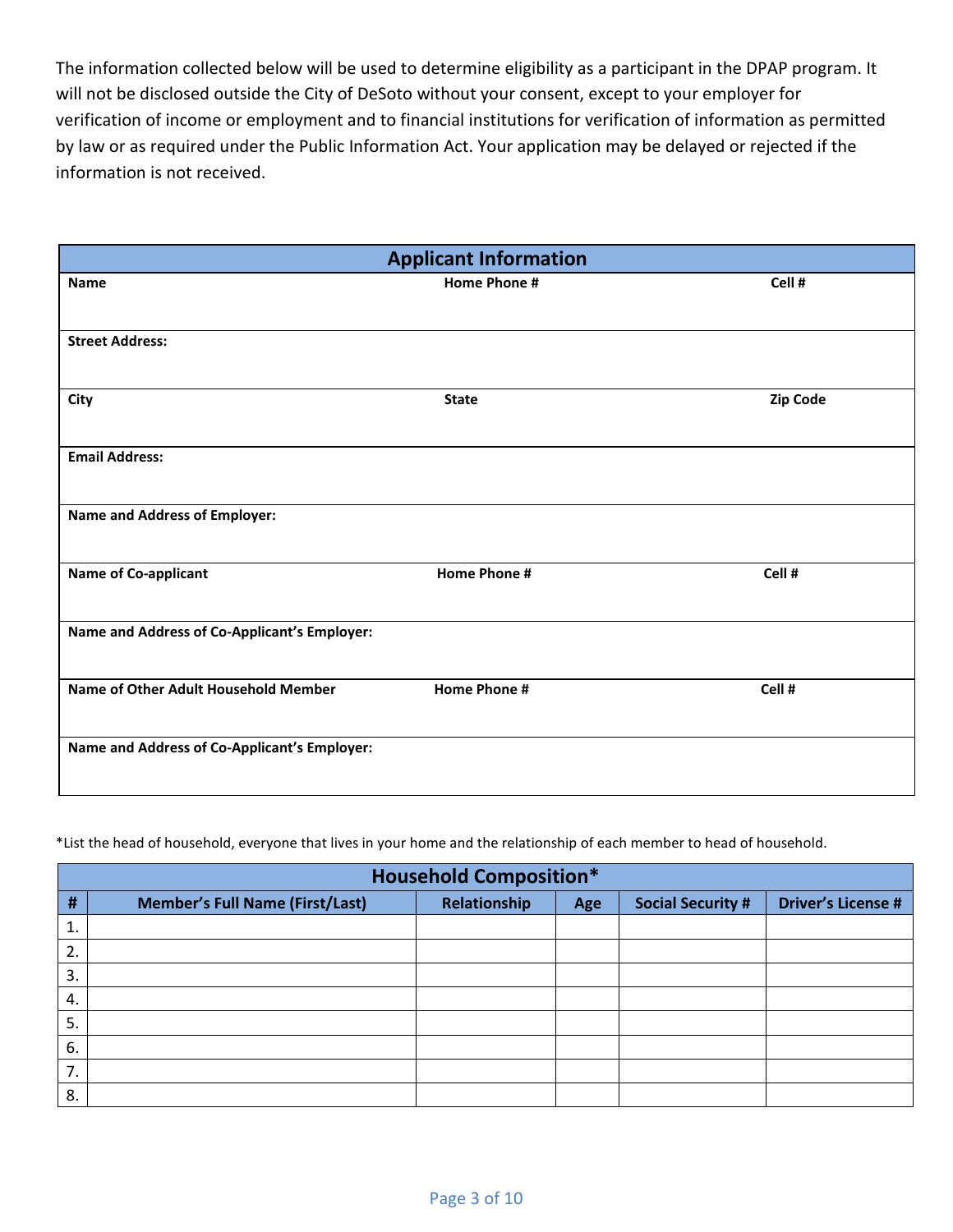The information collected below will be used to determine eligibility as a participant in the DPAP program. It will not be disclosed outside the City of DeSoto without your consent, except to your employer for verification of income or employment and to financial institutions for verification of information as permitted by law or as required under the Public Information Act. Your application may be delayed or rejected if the information is not received.

| Applicant Information | | |
|---|---|---|
| **Name** | **Home Phone #** | **Cell #** |
| **Street Address:** | | |
| **City** | **State** | **Zip Code** |
| **Email Address:** | | |
| **Name and Address of Employer:** | | |
| **Name of Co-applicant** | **Home Phone #** | **Cell #** |
| **Name and Address of Co-Applicant's Employer:** | | |
| **Name of Other Adult Household Member** | **Home Phone #** | **Cell #** |
| **Name and Address of Co-Applicant's Employer:** | | |

*List the head of household, everyone that lives in your home and the relationship of each member to head of household.

| Household Composition* | | | | | |
|---|---|---|---|---|---|
| **#** | **Member's Full Name (First/Last)** | **Relationship** | **Age** | **Social Security #** | **Driver's License #** |
| 1. | | | | | |
| 2. | | | | | |
| 3. | | | | | |
| 4. | | | | | |
| 5. | | | | | |
| 6. | | | | | |
| 7. | | | | | |
| 8. | | | | | |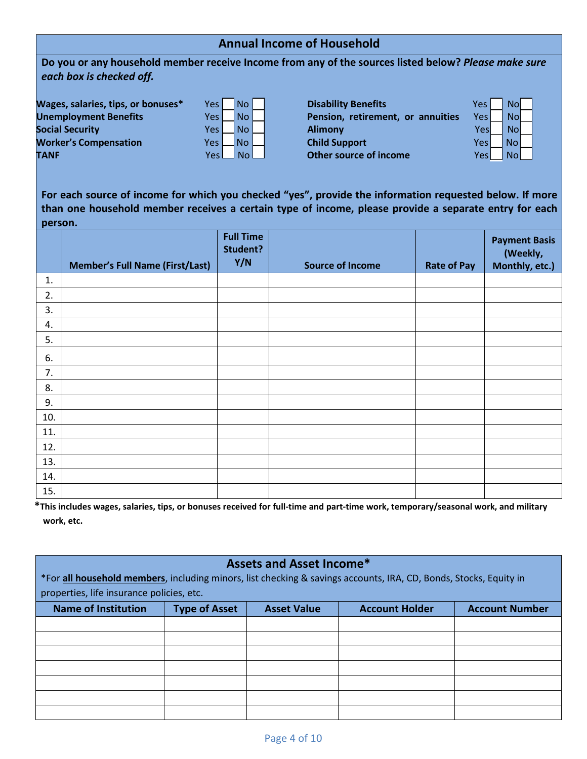## Annual Income of Household

**Do you or any household member receive Income from any of the sources listed below?** ***Please make sure each box is checked off.***

| Source | Yes | No | Source | Yes | No |
|---|---|---|---|---|---|
| **Wages, salaries, tips, or bonuses*** | Yes ☐ | No ☐ | **Disability Benefits** | Yes ☐ | No ☐ |
| **Unemployment Benefits** | Yes ☐ | No ☐ | **Pension, retirement, or annuities** | Yes ☐ | No ☐ |
| **Social Security** | Yes ☐ | No ☐ | **Alimony** | Yes ☐ | No ☐ |
| **Worker's Compensation** | Yes ☐ | No ☐ | **Child Support** | Yes ☐ | No ☐ |
| **TANF** | Yes ☐ | No ☐ | **Other source of income** | Yes ☐ | No ☐ |

**For each source of income for which you checked "yes", provide the information requested below. If more than one household member receives a certain type of income, please provide a separate entry for each person.**

| | Member's Full Name (First/Last) | Full Time Student? Y/N | Source of Income | Rate of Pay | Payment Basis (Weekly, Monthly, etc.) |
|---|---|---|---|---|---|
| 1. | | | | | |
| 2. | | | | | |
| 3. | | | | | |
| 4. | | | | | |
| 5. | | | | | |
| 6. | | | | | |
| 7. | | | | | |
| 8. | | | | | |
| 9. | | | | | |
| 10. | | | | | |
| 11. | | | | | |
| 12. | | | | | |
| 13. | | | | | |
| 14. | | | | | |
| 15. | | | | | |

***This includes wages, salaries, tips, or bonuses received for full-time and part-time work, temporary/seasonal work, and military work, etc.**

## Assets and Asset Income*

*For **all household members**, including minors, list checking & savings accounts, IRA, CD, Bonds, Stocks, Equity in properties, life insurance policies, etc.

| Name of Institution | Type of Asset | Asset Value | Account Holder | Account Number |
|---|---|---|---|---|
| | | | | |
| | | | | |
| | | | | |
| | | | | |
| | | | | |
| | | | | |
| | | | | |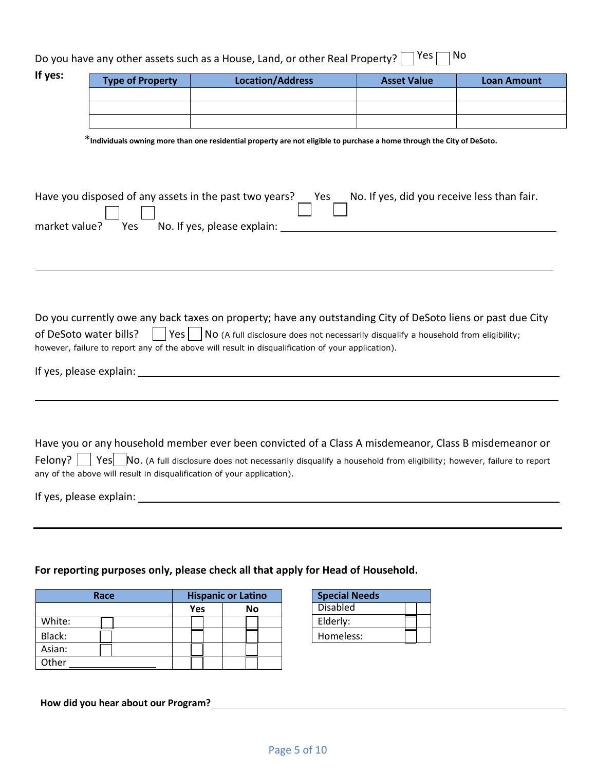Do you have any other assets such as a House, Land, or other Real Property? ☐ Yes ☐ No

**If yes:**

| Type of Property | Location/Address | Asset Value | Loan Amount |
| --- | --- | --- | --- |
| | | | |
| | | | |
| | | | |

*Individuals owning more than one residential property are not eligible to purchase a home through the City of DeSoto.**

Have you disposed of any assets in the past two years? ☐ Yes ☐ No. If yes, did you receive less than fair market value? ☐ Yes ☐ No. If yes, please explain: ______________________________

______________________________________________________________________

Do you currently owe any back taxes on property; have any outstanding City of DeSoto liens or past due City of DeSoto water bills? ☐ Yes ☐ No (A full disclosure does not necessarily disqualify a household from eligibility; however, failure to report any of the above will result in disqualification of your application).

If yes, please explain: ______________________________

______________________________________________________________________

Have you or any household member ever been convicted of a Class A misdemeanor, Class B misdemeanor or Felony? ☐ Yes ☐ No. (A full disclosure does not necessarily disqualify a household from eligibility; however, failure to report any of the above will result in disqualification of your application).

If yes, please explain: ______________________________

______________________________________________________________________

**For reporting purposes only, please check all that apply for Head of Household.**

| Race | Hispanic or Latino | |
| --- | --- | --- |
| | Yes | No |
| White: ☐ | ☐ | ☐ |
| Black: ☐ | ☐ | ☐ |
| Asian: ☐ | ☐ | ☐ |
| Other ____________ | ☐ | ☐ |

| Special Needs | |
| --- | --- |
| Disabled | ☐ |
| Elderly: | ☐ |
| Homeless: | ☐ |

**How did you hear about our Program?** ______________________________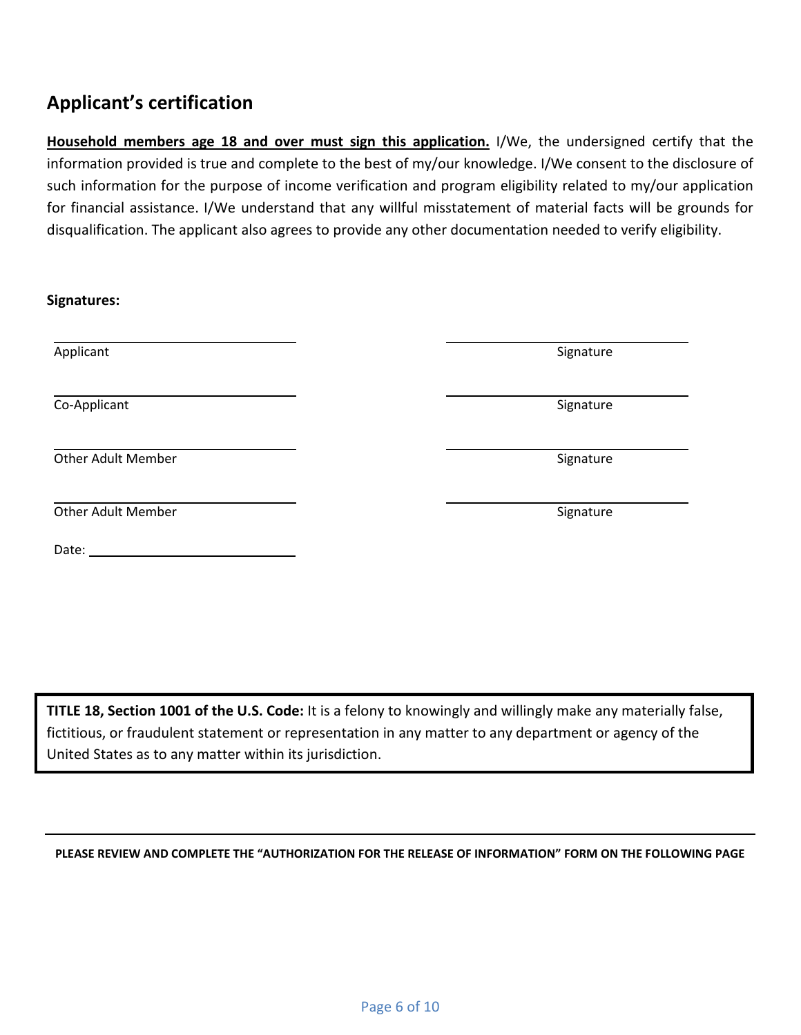## Applicant's certification

**Household members age 18 and over must sign this application.** I/We, the undersigned certify that the information provided is true and complete to the best of my/our knowledge. I/We consent to the disclosure of such information for the purpose of income verification and program eligibility related to my/our application for financial assistance. I/We understand that any willful misstatement of material facts will be grounds for disqualification. The applicant also agrees to provide any other documentation needed to verify eligibility.

**Signatures:**

| | |
|---|---|
| Applicant | Signature |
| Co-Applicant | Signature |
| Other Adult Member | Signature |
| Other Adult Member | Signature |

Date: ____________________________

**TITLE 18, Section 1001 of the U.S. Code:** It is a felony to knowingly and willingly make any materially false, fictitious, or fraudulent statement or representation in any matter to any department or agency of the United States as to any matter within its jurisdiction.

**PLEASE REVIEW AND COMPLETE THE "AUTHORIZATION FOR THE RELEASE OF INFORMATION" FORM ON THE FOLLOWING PAGE**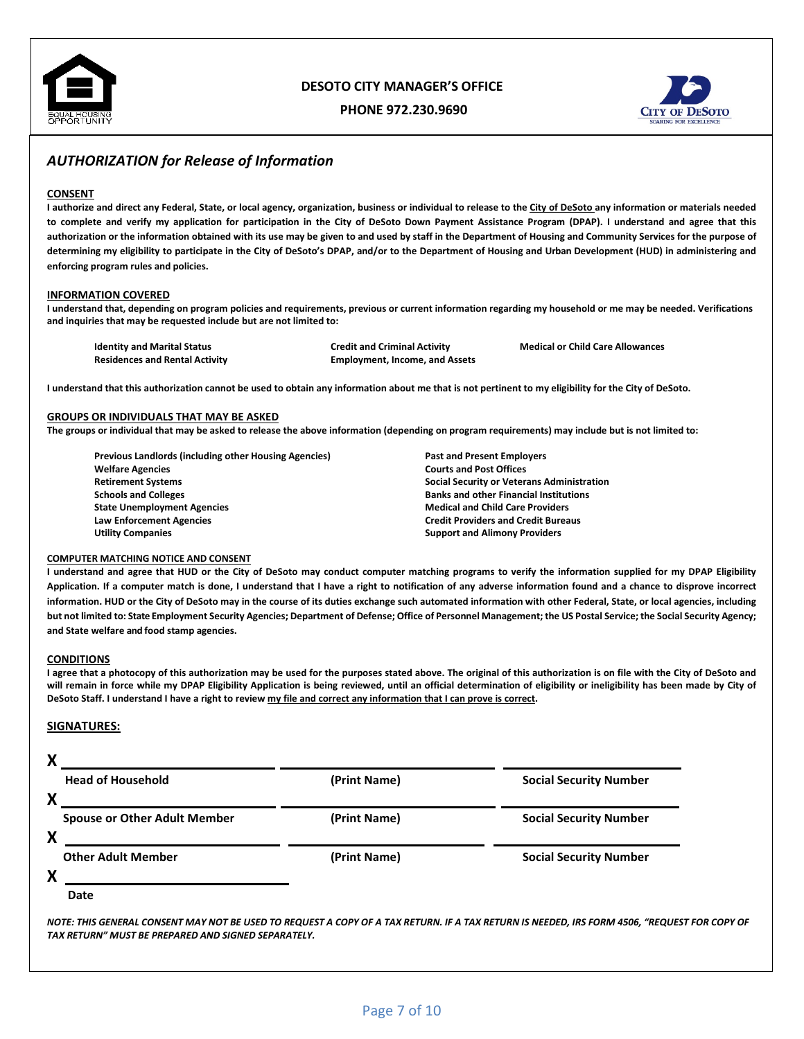**DESOTO CITY MANAGER'S OFFICE**

**PHONE 972.230.9690**

## *AUTHORIZATION for Release of Information*

**CONSENT**

**I authorize and direct any Federal, State, or local agency, organization, business or individual to release to the City of DeSoto any information or materials needed to complete and verify my application for participation in the City of DeSoto Down Payment Assistance Program (DPAP). I understand and agree that this authorization or the information obtained with its use may be given to and used by staff in the Department of Housing and Community Services for the purpose of determining my eligibility to participate in the City of DeSoto's DPAP, and/or to the Department of Housing and Urban Development (HUD) in administering and enforcing program rules and policies.**

**INFORMATION COVERED**

**I understand that, depending on program policies and requirements, previous or current information regarding my household or me may be needed. Verifications and inquiries that may be requested include but are not limited to:**

- **Identity and Marital Status**
- **Residences and Rental Activity**
- **Credit and Criminal Activity**
- **Employment, Income, and Assets**
- **Medical or Child Care Allowances**

**I understand that this authorization cannot be used to obtain any information about me that is not pertinent to my eligibility for the City of DeSoto.**

**GROUPS OR INDIVIDUALS THAT MAY BE ASKED**

**The groups or individual that may be asked to release the above information (depending on program requirements) may include but is not limited to:**

- **Previous Landlords (including other Housing Agencies)**
- **Welfare Agencies**
- **Retirement Systems**
- **Schools and Colleges**
- **State Unemployment Agencies**
- **Law Enforcement Agencies**
- **Utility Companies**
- **Past and Present Employers**
- **Courts and Post Offices**
- **Social Security or Veterans Administration**
- **Banks and other Financial Institutions**
- **Medical and Child Care Providers**
- **Credit Providers and Credit Bureaus**
- **Support and Alimony Providers**

**COMPUTER MATCHING NOTICE AND CONSENT**

**I understand and agree that HUD or the City of DeSoto may conduct computer matching programs to verify the information supplied for my DPAP Eligibility Application. If a computer match is done, I understand that I have a right to notification of any adverse information found and a chance to disprove incorrect information. HUD or the City of DeSoto may in the course of its duties exchange such automated information with other Federal, State, or local agencies, including but not limited to: State Employment Security Agencies; Department of Defense; Office of Personnel Management; the US Postal Service; the Social Security Agency; and State welfare and food stamp agencies.**

**CONDITIONS**

**I agree that a photocopy of this authorization may be used for the purposes stated above. The original of this authorization is on file with the City of DeSoto and will remain in force while my DPAP Eligibility Application is being reviewed, until an official determination of eligibility or ineligibility has been made by City of DeSoto Staff. I understand I have a right to review my file and correct any information that I can prove is correct.**

**SIGNATURES:**

| | | |
|---|---|---|
| X ______________________ | ______________________ | ______________________ |
| **Head of Household** | **(Print Name)** | **Social Security Number** |
| X ______________________ | ______________________ | ______________________ |
| **Spouse or Other Adult Member** | **(Print Name)** | **Social Security Number** |
| X ______________________ | ______________________ | ______________________ |
| **Other Adult Member** | **(Print Name)** | **Social Security Number** |
| X ______________________ | | |
| **Date** | | |

***NOTE: THIS GENERAL CONSENT MAY NOT BE USED TO REQUEST A COPY OF A TAX RETURN. IF A TAX RETURN IS NEEDED, IRS FORM 4506, "REQUEST FOR COPY OF TAX RETURN" MUST BE PREPARED AND SIGNED SEPARATELY.***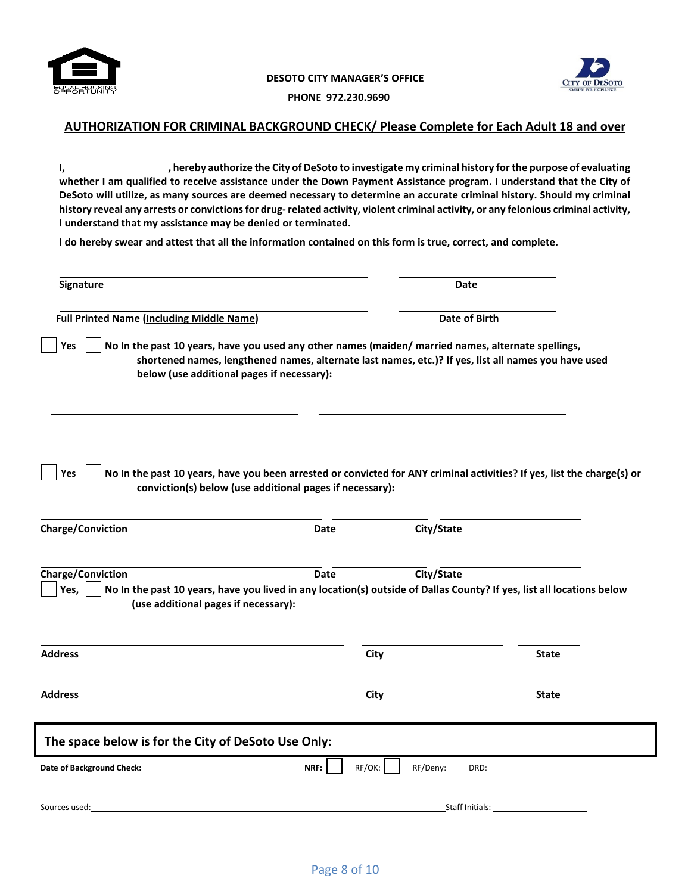DESOTO CITY MANAGER'S OFFICE

PHONE 972.230.9690

## AUTHORIZATION FOR CRIMINAL BACKGROUND CHECK/ Please Complete for Each Adult 18 and over

**I, ____________________, hereby authorize the City of DeSoto to investigate my criminal history for the purpose of evaluating whether I am qualified to receive assistance under the Down Payment Assistance program. I understand that the City of DeSoto will utilize, as many sources are deemed necessary to determine an accurate criminal history. Should my criminal history reveal any arrests or convictions for drug- related activity, violent criminal activity, or any felonious criminal activity, I understand that my assistance may be denied or terminated.**

**I do hereby swear and attest that all the information contained on this form is true, correct, and complete.**

_______________________________________________ ____________________

**Signature** **Date**

_______________________________________________ ____________________

**Full Printed Name (Including Middle Name)** **Date of Birth**

☐ **Yes** ☐ **No In the past 10 years, have you used any other names (maiden/ married names, alternate spellings, shortened names, lengthened names, alternate last names, etc.)? If yes, list all names you have used below (use additional pages if necessary):**

______________________________ ______________________________

______________________________ ______________________________

☐ **Yes** ☐ **No In the past 10 years, have you been arrested or convicted for ANY criminal activities? If yes, list the charge(s) or conviction(s) below (use additional pages if necessary):**

| Charge/Conviction | Date | City/State |
|---|---|---|
| | | |
| | | |

☐ **Yes,** ☐ **No In the past 10 years, have you lived in any location(s) outside of Dallas County? If yes, list all locations below (use additional pages if necessary):**

| Address | City | State |
|---|---|---|
| | | |
| | | |

### The space below is for the City of DeSoto Use Only:

**Date of Background Check:** ____________________ **NRF:** ☐ RF/OK: ☐ RF/Deny: ☐ DRD: ____________

Sources used: ______________________________________________ Staff Initials: ____________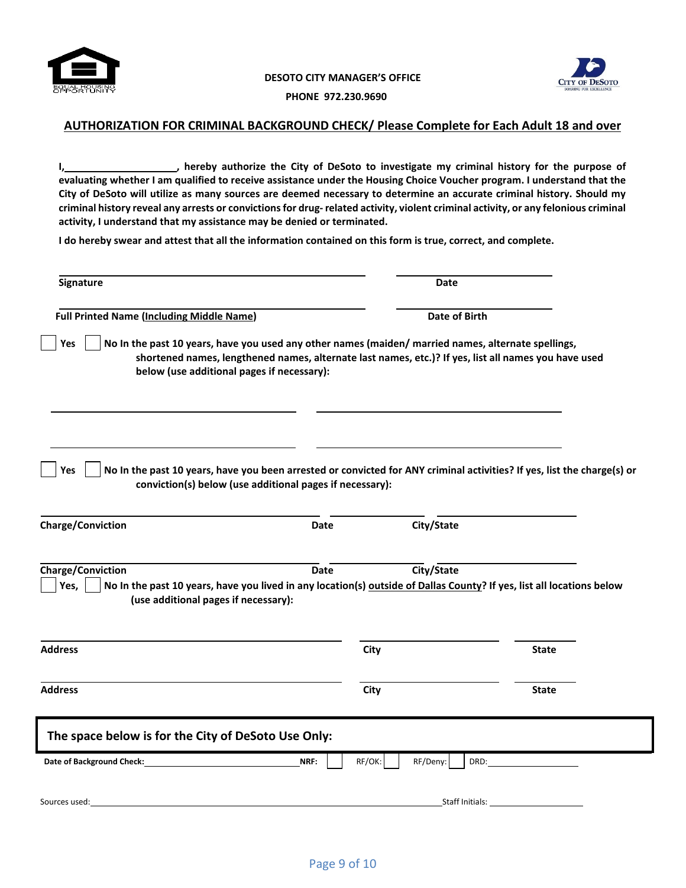DESOTO CITY MANAGER'S OFFICE

PHONE 972.230.9690

## AUTHORIZATION FOR CRIMINAL BACKGROUND CHECK/ Please Complete for Each Adult 18 and over

**I,\_\_\_\_\_\_\_\_\_\_\_\_\_\_\_\_\_\_\_\_, hereby authorize the City of DeSoto to investigate my criminal history for the purpose of evaluating whether I am qualified to receive assistance under the Housing Choice Voucher program. I understand that the City of DeSoto will utilize as many sources are deemed necessary to determine an accurate criminal history. Should my criminal history reveal any arrests or convictions for drug- related activity, violent criminal activity, or any felonious criminal activity, I understand that my assistance may be denied or terminated.**

**I do hereby swear and attest that all the information contained on this form is true, correct, and complete.**

\_\_\_\_\_\_\_\_\_\_\_\_\_\_\_\_\_\_\_\_\_\_\_\_\_\_\_\_\_\_\_\_ \_\_\_\_\_\_\_\_\_\_\_\_\_\_\_\_\_\_\_\_
**Signature** **Date**

\_\_\_\_\_\_\_\_\_\_\_\_\_\_\_\_\_\_\_\_\_\_\_\_\_\_\_\_\_\_\_\_ \_\_\_\_\_\_\_\_\_\_\_\_\_\_\_\_\_\_\_\_
**Full Printed Name (Including Middle Name)** **Date of Birth**

☐ **Yes** ☐ **No In the past 10 years, have you used any other names (maiden/ married names, alternate spellings, shortened names, lengthened names, alternate last names, etc.)? If yes, list all names you have used below (use additional pages if necessary):**

\_\_\_\_\_\_\_\_\_\_\_\_\_\_\_\_\_\_\_\_\_\_\_\_\_\_ \_\_\_\_\_\_\_\_\_\_\_\_\_\_\_\_\_\_\_\_\_\_\_\_\_\_

\_\_\_\_\_\_\_\_\_\_\_\_\_\_\_\_\_\_\_\_\_\_\_\_\_\_ \_\_\_\_\_\_\_\_\_\_\_\_\_\_\_\_\_\_\_\_\_\_\_\_\_\_

☐ **Yes** ☐ **No In the past 10 years, have you been arrested or convicted for ANY criminal activities? If yes, list the charge(s) or conviction(s) below (use additional pages if necessary):**

| Charge/Conviction | Date | City/State |
|---|---|---|
| | | |
| | | |

☐ **Yes,** ☐ **No In the past 10 years, have you lived in any location(s) outside of Dallas County? If yes, list all locations below (use additional pages if necessary):**

| Address | City | State |
|---|---|---|
| | | |
| | | |

### The space below is for the City of DeSoto Use Only:

**Date of Background Check:**\_\_\_\_\_\_\_\_\_\_\_\_\_\_\_\_\_\_\_\_ **NRF:** ☐ RF/OK: ☐ RF/Deny: ☐ DRD:\_\_\_\_\_\_\_\_\_\_\_\_

Sources used:\_\_\_\_\_\_\_\_\_\_\_\_\_\_\_\_\_\_\_\_\_\_\_\_\_\_\_\_\_\_\_\_\_\_\_\_\_\_\_\_ Staff Initials: \_\_\_\_\_\_\_\_\_\_\_\_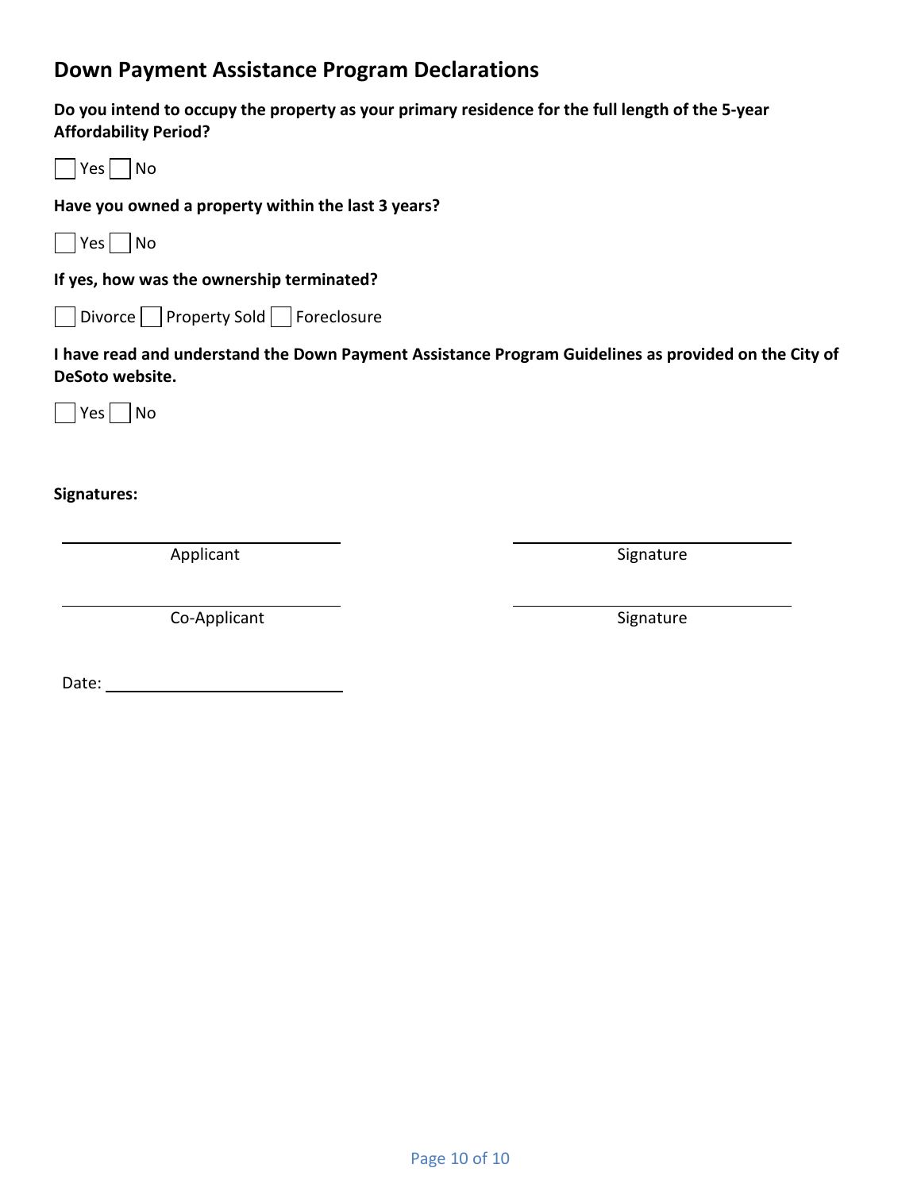## Down Payment Assistance Program Declarations

**Do you intend to occupy the property as your primary residence for the full length of the 5-year Affordability Period?**

☐ Yes ☐ No

**Have you owned a property within the last 3 years?**

☐ Yes ☐ No

**If yes, how was the ownership terminated?**

☐ Divorce ☐ Property Sold ☐ Foreclosure

**I have read and understand the Down Payment Assistance Program Guidelines as provided on the City of DeSoto website.**

☐ Yes ☐ No

**Signatures:**

| | |
|---|---|
| ______________________ | ______________________ |
| Applicant | Signature |
| ______________________ | ______________________ |
| Co-Applicant | Signature |

Date: ______________________